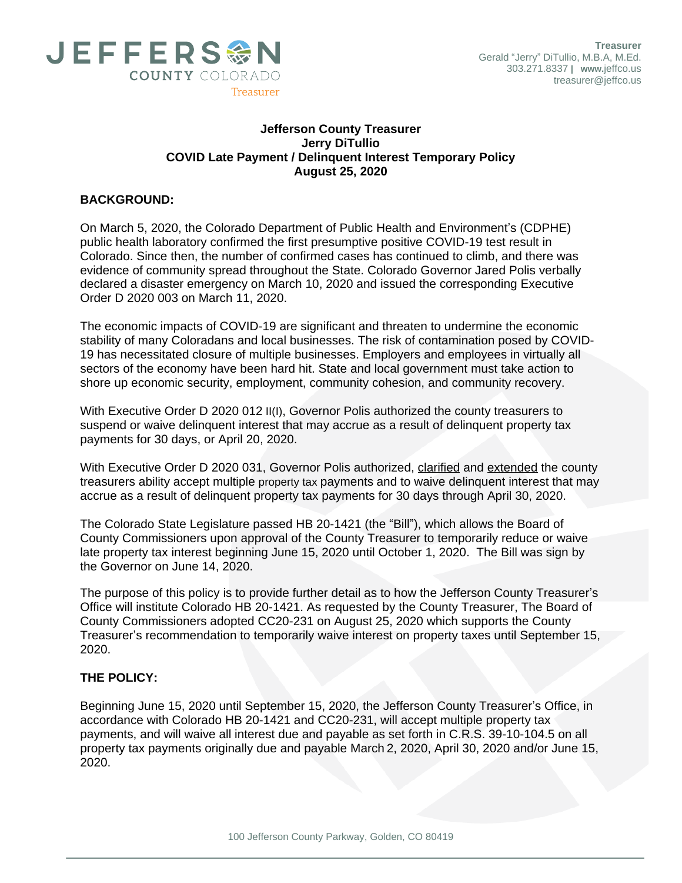**JEFFERSON COUNTY COLORADO**
Treasurer

**Treasurer**
Gerald "Jerry" DiTullio, M.B.A, M.Ed.
303.271.8337 | www.jeffco.us
treasurer@jeffco.us

# Jefferson County Treasurer
## Jerry DiTullio
## COVID Late Payment / Delinquent Interest Temporary Policy
## August 25, 2020

**BACKGROUND:**

On March 5, 2020, the Colorado Department of Public Health and Environment's (CDPHE) public health laboratory confirmed the first presumptive positive COVID-19 test result in Colorado. Since then, the number of confirmed cases has continued to climb, and there was evidence of community spread throughout the State. Colorado Governor Jared Polis verbally declared a disaster emergency on March 10, 2020 and issued the corresponding Executive Order D 2020 003 on March 11, 2020.

The economic impacts of COVID-19 are significant and threaten to undermine the economic stability of many Coloradans and local businesses. The risk of contamination posed by COVID-19 has necessitated closure of multiple businesses. Employers and employees in virtually all sectors of the economy have been hard hit. State and local government must take action to shore up economic security, employment, community cohesion, and community recovery.

With Executive Order D 2020 012 II(I), Governor Polis authorized the county treasurers to suspend or waive delinquent interest that may accrue as a result of delinquent property tax payments for 30 days, or April 20, 2020.

With Executive Order D 2020 031, Governor Polis authorized, clarified and extended the county treasurers ability accept multiple property tax payments and to waive delinquent interest that may accrue as a result of delinquent property tax payments for 30 days through April 30, 2020.

The Colorado State Legislature passed HB 20-1421 (the "Bill"), which allows the Board of County Commissioners upon approval of the County Treasurer to temporarily reduce or waive late property tax interest beginning June 15, 2020 until October 1, 2020. The Bill was sign by the Governor on June 14, 2020.

The purpose of this policy is to provide further detail as to how the Jefferson County Treasurer's Office will institute Colorado HB 20-1421. As requested by the County Treasurer, The Board of County Commissioners adopted CC20-231 on August 25, 2020 which supports the County Treasurer's recommendation to temporarily waive interest on property taxes until September 15, 2020.

**THE POLICY:**

Beginning June 15, 2020 until September 15, 2020, the Jefferson County Treasurer's Office, in accordance with Colorado HB 20-1421 and CC20-231, will accept multiple property tax payments, and will waive all interest due and payable as set forth in C.R.S. 39-10-104.5 on all property tax payments originally due and payable March 2, 2020, April 30, 2020 and/or June 15, 2020.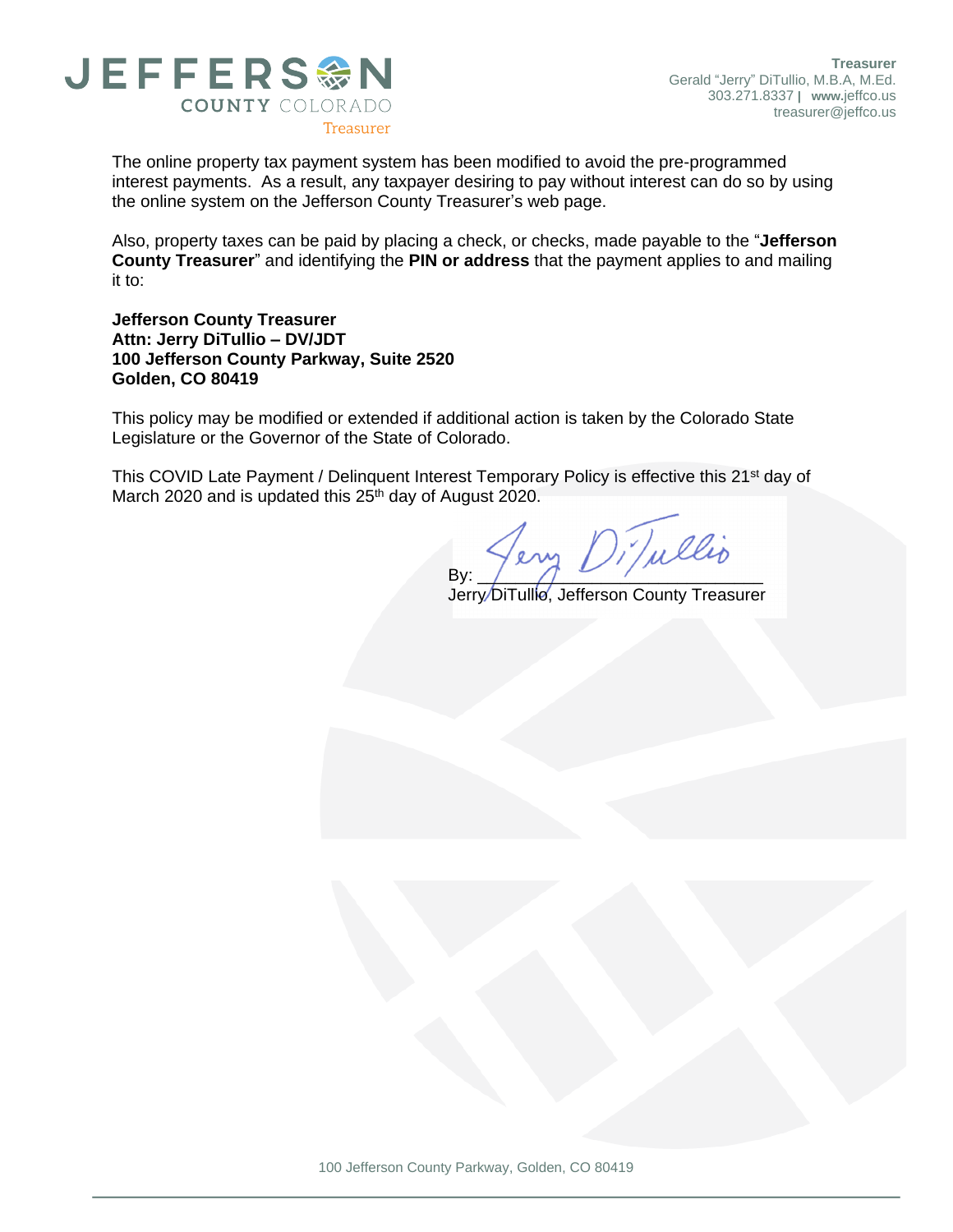The online property tax payment system has been modified to avoid the pre-programmed interest payments. As a result, any taxpayer desiring to pay without interest can do so by using the online system on the Jefferson County Treasurer's web page.

Also, property taxes can be paid by placing a check, or checks, made payable to the "**Jefferson County Treasurer**" and identifying the **PIN or address** that the payment applies to and mailing it to:

**Jefferson County Treasurer**
**Attn: Jerry DiTullio – DV/JDT**
**100 Jefferson County Parkway, Suite 2520**
**Golden, CO 80419**

This policy may be modified or extended if additional action is taken by the Colorado State Legislature or the Governor of the State of Colorado.

This COVID Late Payment / Delinquent Interest Temporary Policy is effective this 21st day of March 2020 and is updated this 25th day of August 2020.

By: ______________________________
Jerry DiTullio, Jefferson County Treasurer